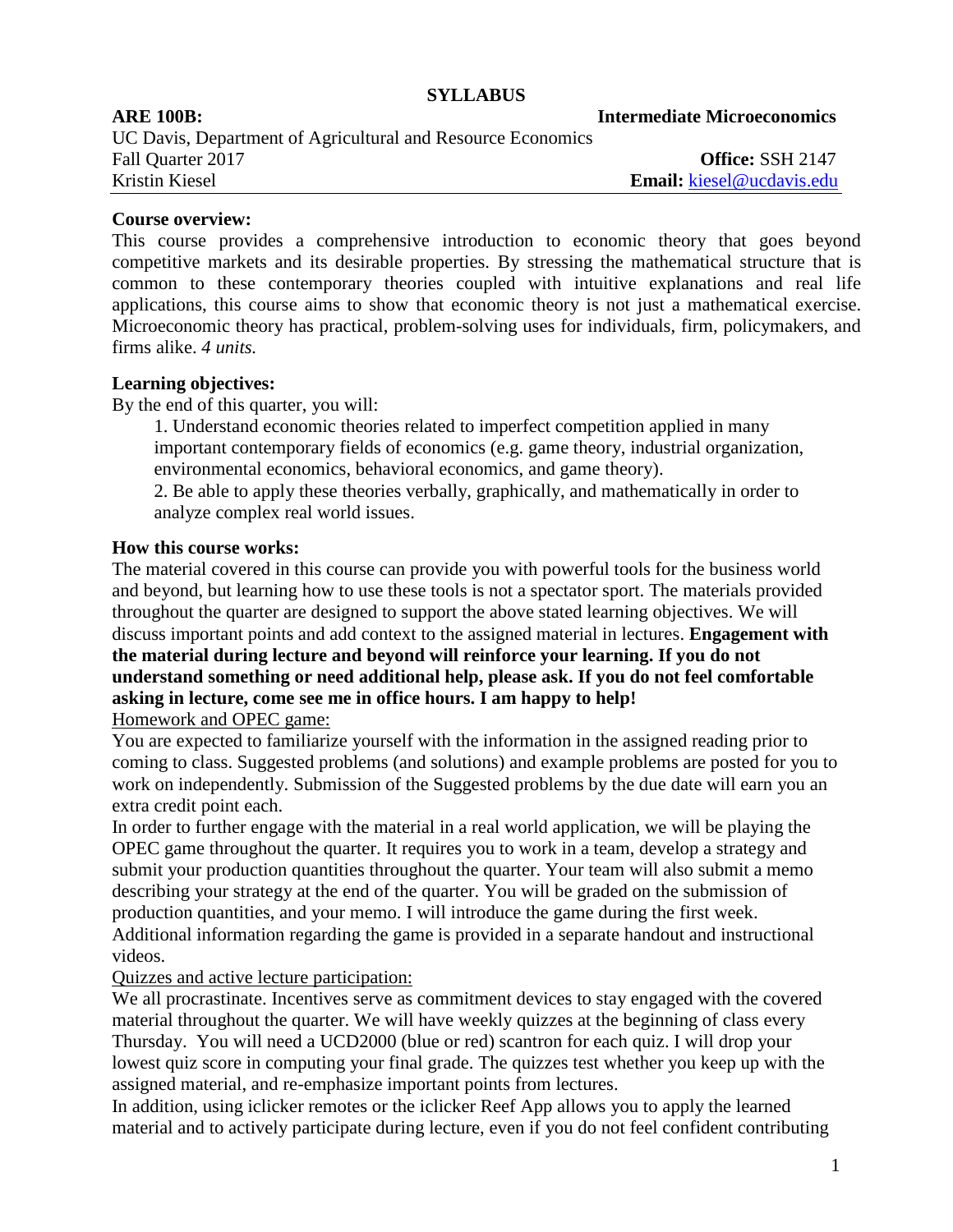# SYLLABUS

**ARE 100B:** **Intermediate Microeconomics**

UC Davis, Department of Agricultural and Resource Economics
Fall Quarter 2017 **Office:** SSH 2147
Kristin Kiesel **Email:** kiesel@ucdavis.edu

### Course overview:

This course provides a comprehensive introduction to economic theory that goes beyond competitive markets and its desirable properties. By stressing the mathematical structure that is common to these contemporary theories coupled with intuitive explanations and real life applications, this course aims to show that economic theory is not just a mathematical exercise. Microeconomic theory has practical, problem-solving uses for individuals, firm, policymakers, and firms alike. *4 units.*

### Learning objectives:

By the end of this quarter, you will:

1. Understand economic theories related to imperfect competition applied in many important contemporary fields of economics (e.g. game theory, industrial organization, environmental economics, behavioral economics, and game theory).
2. Be able to apply these theories verbally, graphically, and mathematically in order to analyze complex real world issues.

### How this course works:

The material covered in this course can provide you with powerful tools for the business world and beyond, but learning how to use these tools is not a spectator sport. The materials provided throughout the quarter are designed to support the above stated learning objectives. We will discuss important points and add context to the assigned material in lectures. **Engagement with the material during lecture and beyond will reinforce your learning. If you do not understand something or need additional help, please ask. If you do not feel comfortable asking in lecture, come see me in office hours. I am happy to help!**

<u>Homework and OPEC game:</u>

You are expected to familiarize yourself with the information in the assigned reading prior to coming to class. Suggested problems (and solutions) and example problems are posted for you to work on independently. Submission of the Suggested problems by the due date will earn you an extra credit point each.

In order to further engage with the material in a real world application, we will be playing the OPEC game throughout the quarter. It requires you to work in a team, develop a strategy and submit your production quantities throughout the quarter. Your team will also submit a memo describing your strategy at the end of the quarter. You will be graded on the submission of production quantities, and your memo. I will introduce the game during the first week. Additional information regarding the game is provided in a separate handout and instructional videos.

<u>Quizzes and active lecture participation:</u>

We all procrastinate. Incentives serve as commitment devices to stay engaged with the covered material throughout the quarter. We will have weekly quizzes at the beginning of class every Thursday. You will need a UCD2000 (blue or red) scantron for each quiz. I will drop your lowest quiz score in computing your final grade. The quizzes test whether you keep up with the assigned material, and re-emphasize important points from lectures.

In addition, using iclicker remotes or the iclicker Reef App allows you to apply the learned material and to actively participate during lecture, even if you do not feel confident contributing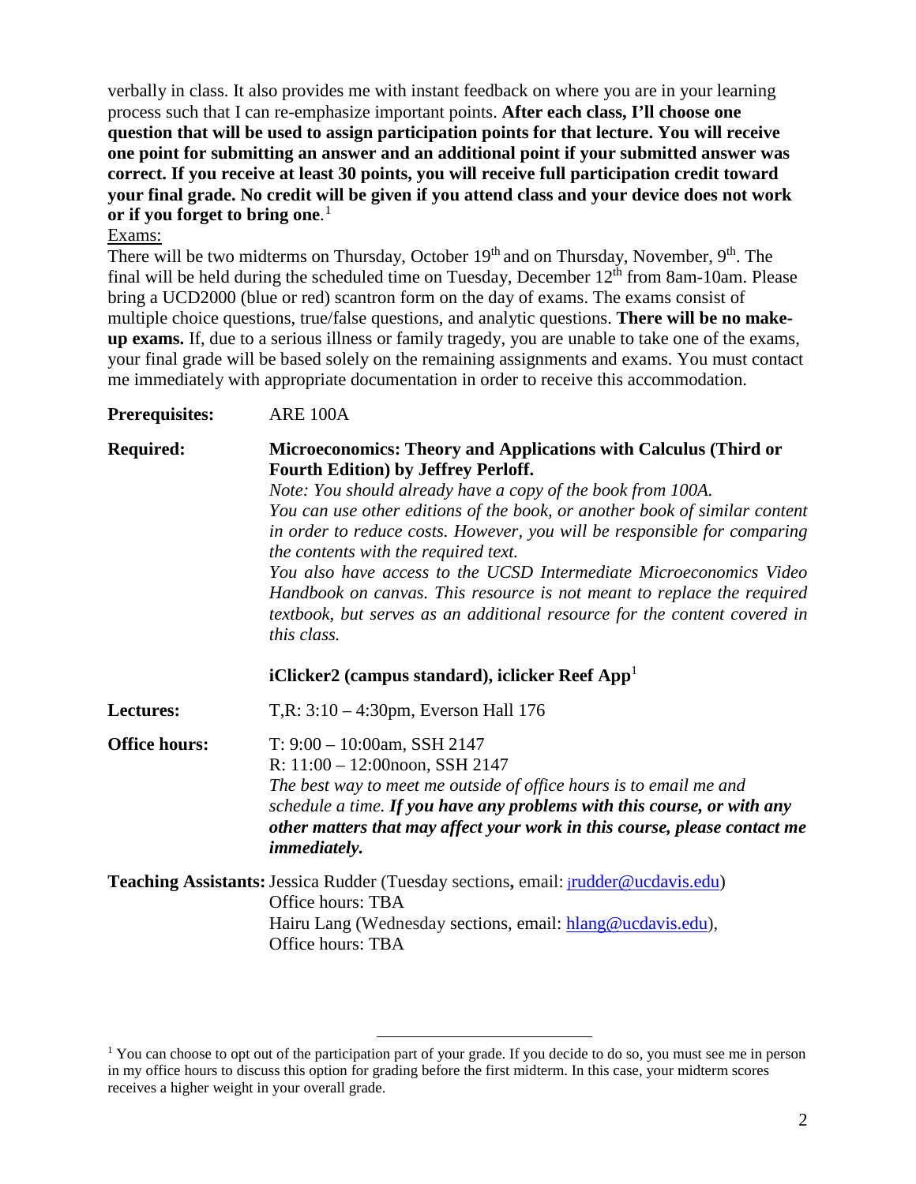verbally in class. It also provides me with instant feedback on where you are in your learning process such that I can re-emphasize important points. **After each class, I'll choose one question that will be used to assign participation points for that lecture. You will receive one point for submitting an answer and an additional point if your submitted answer was correct. If you receive at least 30 points, you will receive full participation credit toward your final grade. No credit will be given if you attend class and your device does not work or if you forget to bring one**.[1]

Exams:

There will be two midterms on Thursday, October 19th and on Thursday, November, 9th. The final will be held during the scheduled time on Tuesday, December 12th from 8am-10am. Please bring a UCD2000 (blue or red) scantron form on the day of exams. The exams consist of multiple choice questions, true/false questions, and analytic questions. **There will be no make-up exams.** If, due to a serious illness or family tragedy, you are unable to take one of the exams, your final grade will be based solely on the remaining assignments and exams. You must contact me immediately with appropriate documentation in order to receive this accommodation.

**Prerequisites:** ARE 100A

**Required:** **Microeconomics: Theory and Applications with Calculus (Third or Fourth Edition) by Jeffrey Perloff.**

*Note: You should already have a copy of the book from 100A.*

*You can use other editions of the book, or another book of similar content in order to reduce costs. However, you will be responsible for comparing the contents with the required text.*

*You also have access to the UCSD Intermediate Microeconomics Video Handbook on canvas. This resource is not meant to replace the required textbook, but serves as an additional resource for the content covered in this class.*

**iClicker2 (campus standard), iclicker Reef App**[1]

**Lectures:** T,R: 3:10 – 4:30pm, Everson Hall 176

**Office hours:** T: 9:00 – 10:00am, SSH 2147

R: 11:00 – 12:00noon, SSH 2147

*The best way to meet me outside of office hours is to email me and schedule a time.* ***If you have any problems with this course, or with any other matters that may affect your work in this course, please contact me immediately.***

**Teaching Assistants:** Jessica Rudder (Tuesday sections**,** email: jrudder@ucdavis.edu)

Office hours: TBA

Hairu Lang (Wednesday sections, email: hlang@ucdavis.edu),

Office hours: TBA

---

[1] You can choose to opt out of the participation part of your grade. If you decide to do so, you must see me in person in my office hours to discuss this option for grading before the first midterm. In this case, your midterm scores receives a higher weight in your overall grade.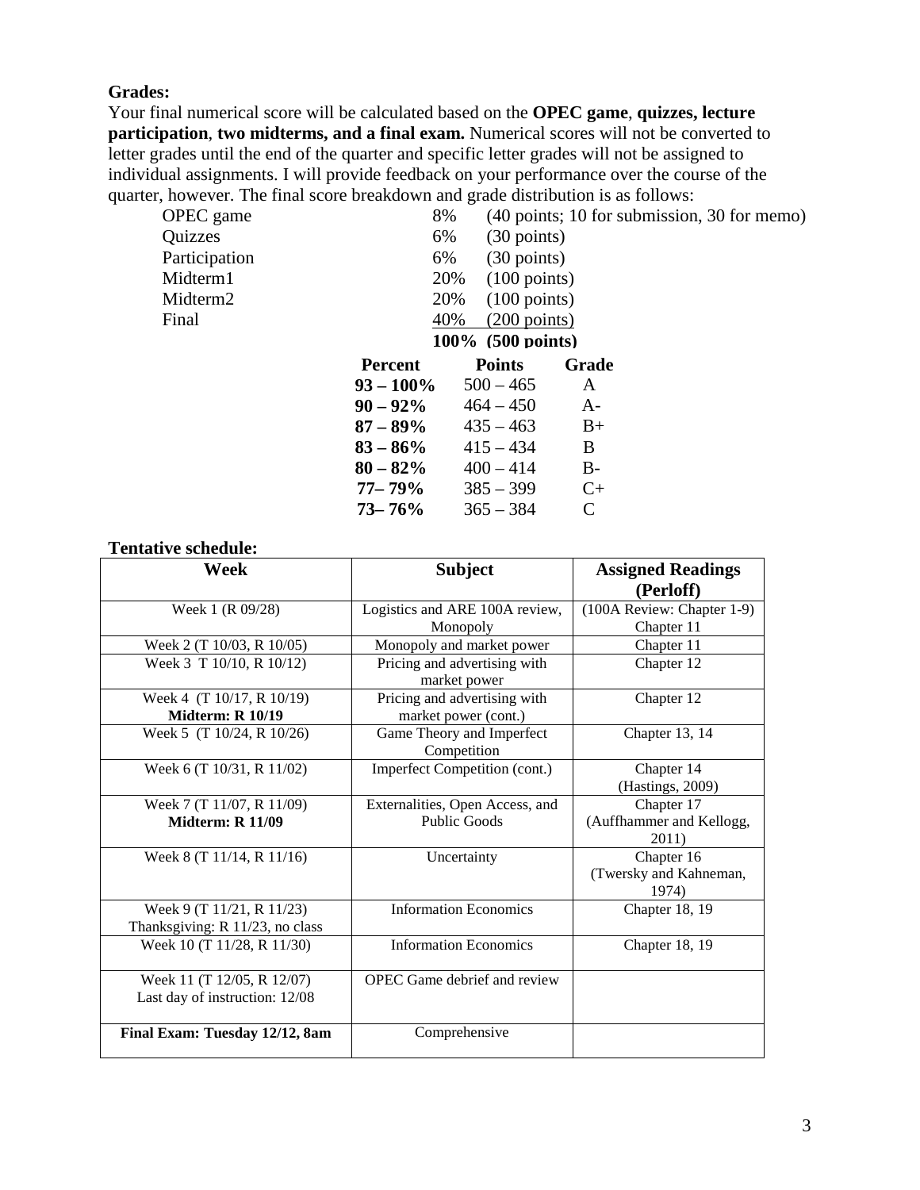**Grades:**

Your final numerical score will be calculated based on the **OPEC game**, **quizzes, lecture participation**, **two midterms, and a final exam.** Numerical scores will not be converted to letter grades until the end of the quarter and specific letter grades will not be assigned to individual assignments. I will provide feedback on your performance over the course of the quarter, however. The final score breakdown and grade distribution is as follows:

| | | |
|---|---|---|
| OPEC game | 8% | (40 points; 10 for submission, 30 for memo) |
| Quizzes | 6% | (30 points) |
| Participation | 6% | (30 points) |
| Midterm1 | 20% | (100 points) |
| Midterm2 | 20% | (100 points) |
| Final | 40% | (200 points) |
| | **100%** | **(500 points)** |

| Percent | Points | Grade |
|---|---|---|
| **93 – 100%** | 500 – 465 | A |
| **90 – 92%** | 464 – 450 | A- |
| **87 – 89%** | 435 – 463 | B+ |
| **83 – 86%** | 415 – 434 | B |
| **80 – 82%** | 400 – 414 | B- |
| **77– 79%** | 385 – 399 | C+ |
| **73– 76%** | 365 – 384 | C |

**Tentative schedule:**

| Week | Subject | Assigned Readings (Perloff) |
|---|---|---|
| Week 1 (R 09/28) | Logistics and ARE 100A review, Monopoly | (100A Review: Chapter 1-9) Chapter 11 |
| Week 2 (T 10/03, R 10/05) | Monopoly and market power | Chapter 11 |
| Week 3 T 10/10, R 10/12) | Pricing and advertising with market power | Chapter 12 |
| Week 4 (T 10/17, R 10/19) **Midterm: R 10/19** | Pricing and advertising with market power (cont.) | Chapter 12 |
| Week 5 (T 10/24, R 10/26) | Game Theory and Imperfect Competition | Chapter 13, 14 |
| Week 6 (T 10/31, R 11/02) | Imperfect Competition (cont.) | Chapter 14 (Hastings, 2009) |
| Week 7 (T 11/07, R 11/09) **Midterm: R 11/09** | Externalities, Open Access, and Public Goods | Chapter 17 (Auffhammer and Kellogg, 2011) |
| Week 8 (T 11/14, R 11/16) | Uncertainty | Chapter 16 (Twersky and Kahneman, 1974) |
| Week 9 (T 11/21, R 11/23) Thanksgiving: R 11/23, no class | Information Economics | Chapter 18, 19 |
| Week 10 (T 11/28, R 11/30) | Information Economics | Chapter 18, 19 |
| Week 11 (T 12/05, R 12/07) Last day of instruction: 12/08 | OPEC Game debrief and review | |
| **Final Exam: Tuesday 12/12, 8am** | Comprehensive | |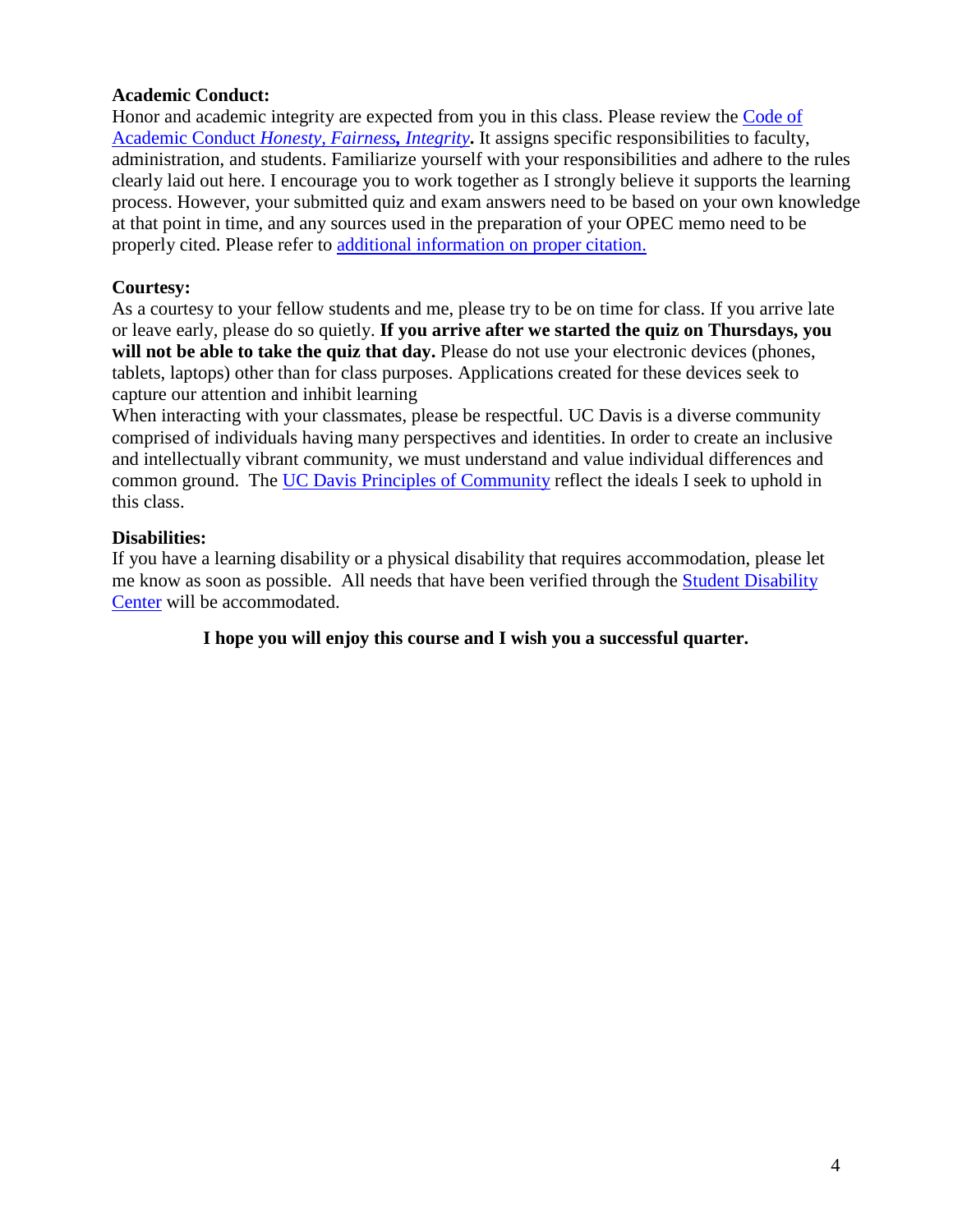**Academic Conduct:**
Honor and academic integrity are expected from you in this class. Please review the Code of Academic Conduct *Honesty, Fairness, Integrity*. It assigns specific responsibilities to faculty, administration, and students. Familiarize yourself with your responsibilities and adhere to the rules clearly laid out here. I encourage you to work together as I strongly believe it supports the learning process. However, your submitted quiz and exam answers need to be based on your own knowledge at that point in time, and any sources used in the preparation of your OPEC memo need to be properly cited. Please refer to additional information on proper citation.

**Courtesy:**
As a courtesy to your fellow students and me, please try to be on time for class. If you arrive late or leave early, please do so quietly. **If you arrive after we started the quiz on Thursdays, you will not be able to take the quiz that day.** Please do not use your electronic devices (phones, tablets, laptops) other than for class purposes. Applications created for these devices seek to capture our attention and inhibit learning
When interacting with your classmates, please be respectful. UC Davis is a diverse community comprised of individuals having many perspectives and identities. In order to create an inclusive and intellectually vibrant community, we must understand and value individual differences and common ground. The UC Davis Principles of Community reflect the ideals I seek to uphold in this class.

**Disabilities:**
If you have a learning disability or a physical disability that requires accommodation, please let me know as soon as possible. All needs that have been verified through the Student Disability Center will be accommodated.

**I hope you will enjoy this course and I wish you a successful quarter.**